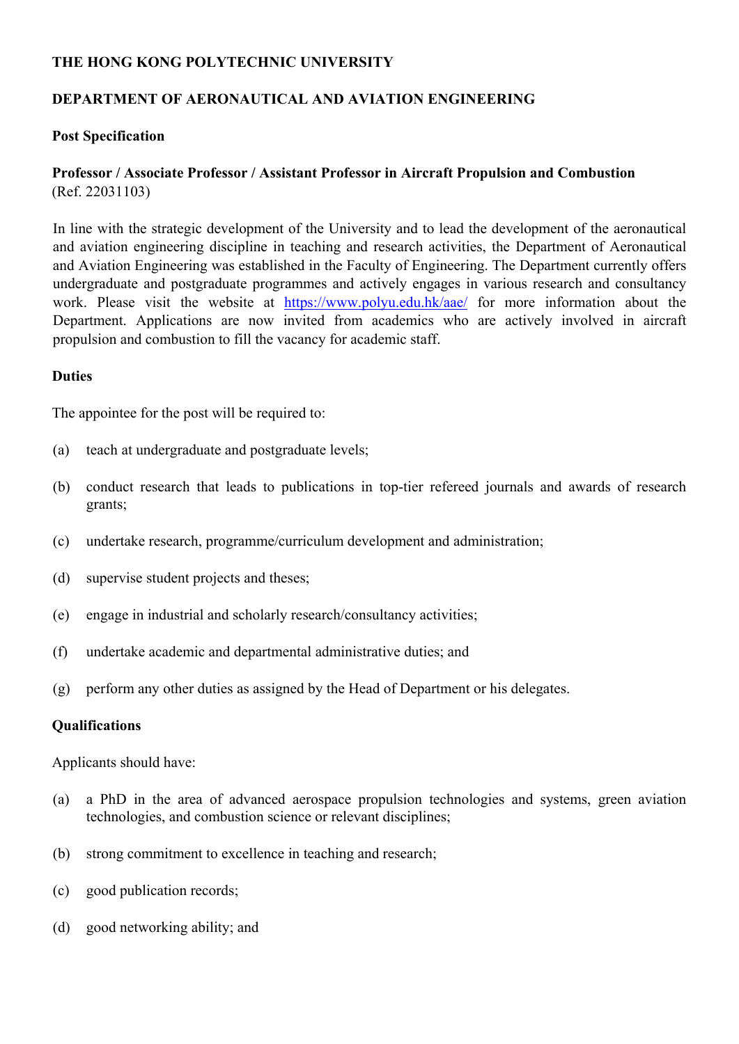**THE HONG KONG POLYTECHNIC UNIVERSITY**

**DEPARTMENT OF AERONAUTICAL AND AVIATION ENGINEERING**

**Post Specification**

**Professor / Associate Professor / Assistant Professor in Aircraft Propulsion and Combustion**
(Ref. 22031103)

In line with the strategic development of the University and to lead the development of the aeronautical and aviation engineering discipline in teaching and research activities, the Department of Aeronautical and Aviation Engineering was established in the Faculty of Engineering. The Department currently offers undergraduate and postgraduate programmes and actively engages in various research and consultancy work. Please visit the website at https://www.polyu.edu.hk/aae/ for more information about the Department. Applications are now invited from academics who are actively involved in aircraft propulsion and combustion to fill the vacancy for academic staff.

**Duties**

The appointee for the post will be required to:

(a) teach at undergraduate and postgraduate levels;

(b) conduct research that leads to publications in top-tier refereed journals and awards of research grants;

(c) undertake research, programme/curriculum development and administration;

(d) supervise student projects and theses;

(e) engage in industrial and scholarly research/consultancy activities;

(f) undertake academic and departmental administrative duties; and

(g) perform any other duties as assigned by the Head of Department or his delegates.

**Qualifications**

Applicants should have:

(a) a PhD in the area of advanced aerospace propulsion technologies and systems, green aviation technologies, and combustion science or relevant disciplines;

(b) strong commitment to excellence in teaching and research;

(c) good publication records;

(d) good networking ability; and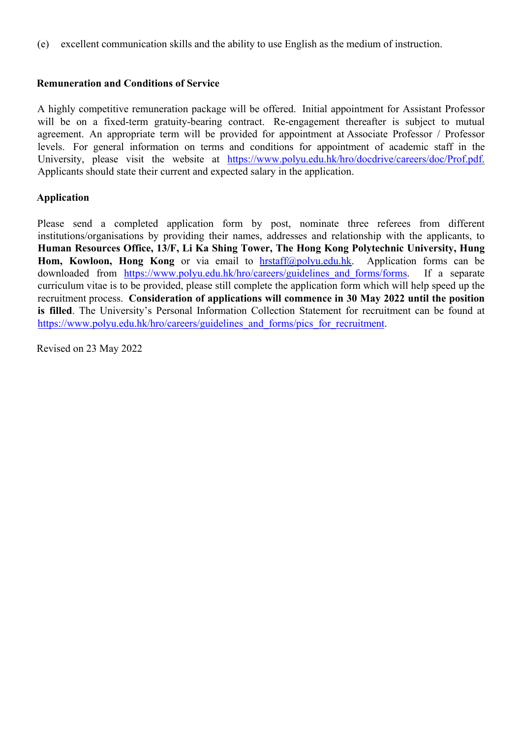(e) excellent communication skills and the ability to use English as the medium of instruction.

**Remuneration and Conditions of Service**

A highly competitive remuneration package will be offered. Initial appointment for Assistant Professor will be on a fixed-term gratuity-bearing contract. Re-engagement thereafter is subject to mutual agreement. An appropriate term will be provided for appointment at Associate Professor / Professor levels. For general information on terms and conditions for appointment of academic staff in the University, please visit the website at https://www.polyu.edu.hk/hro/docdrive/careers/doc/Prof.pdf. Applicants should state their current and expected salary in the application.

**Application**

Please send a completed application form by post, nominate three referees from different institutions/organisations by providing their names, addresses and relationship with the applicants, to **Human Resources Office, 13/F, Li Ka Shing Tower, The Hong Kong Polytechnic University, Hung Hom, Kowloon, Hong Kong** or via email to hrstaff@polyu.edu.hk. Application forms can be downloaded from https://www.polyu.edu.hk/hro/careers/guidelines_and_forms/forms. If a separate curriculum vitae is to be provided, please still complete the application form which will help speed up the recruitment process. **Consideration of applications will commence in 30 May 2022 until the position is filled**. The University's Personal Information Collection Statement for recruitment can be found at https://www.polyu.edu.hk/hro/careers/guidelines_and_forms/pics_for_recruitment.

Revised on 23 May 2022